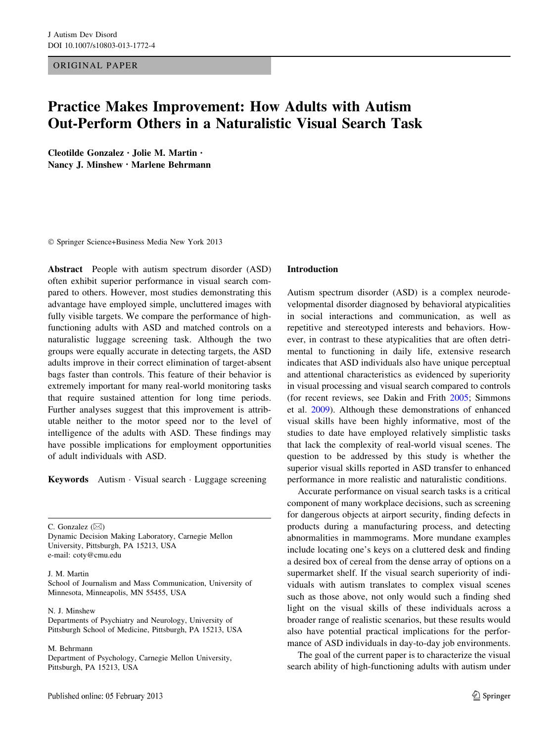ORIGINAL PAPER

# Practice Makes Improvement: How Adults with Autism Out-Perform Others in a Naturalistic Visual Search Task

**Cleotilde Gonzalez · Jolie M. Martin · Nancy J. Minshew · Marlene Behrmann**

© Springer Science+Business Media New York 2013

**Abstract** People with autism spectrum disorder (ASD) often exhibit superior performance in visual search compared to others. However, most studies demonstrating this advantage have employed simple, uncluttered images with fully visible targets. We compare the performance of high-functioning adults with ASD and matched controls on a naturalistic luggage screening task. Although the two groups were equally accurate in detecting targets, the ASD adults improve in their correct elimination of target-absent bags faster than controls. This feature of their behavior is extremely important for many real-world monitoring tasks that require sustained attention for long time periods. Further analyses suggest that this improvement is attributable neither to the motor speed nor to the level of intelligence of the adults with ASD. These findings may have possible implications for employment opportunities of adult individuals with ASD.

**Keywords** Autism · Visual search · Luggage screening

C. Gonzalez (✉)
Dynamic Decision Making Laboratory, Carnegie Mellon University, Pittsburgh, PA 15213, USA
e-mail: coty@cmu.edu

J. M. Martin
School of Journalism and Mass Communication, University of Minnesota, Minneapolis, MN 55455, USA

N. J. Minshew
Departments of Psychiatry and Neurology, University of Pittsburgh School of Medicine, Pittsburgh, PA 15213, USA

M. Behrmann
Department of Psychology, Carnegie Mellon University, Pittsburgh, PA 15213, USA

## Introduction

Autism spectrum disorder (ASD) is a complex neurodevelopmental disorder diagnosed by behavioral atypicalities in social interactions and communication, as well as repetitive and stereotyped interests and behaviors. However, in contrast to these atypicalities that are often detrimental to functioning in daily life, extensive research indicates that ASD individuals also have unique perceptual and attentional characteristics as evidenced by superiority in visual processing and visual search compared to controls (for recent reviews, see Dakin and Frith 2005; Simmons et al. 2009). Although these demonstrations of enhanced visual skills have been highly informative, most of the studies to date have employed relatively simplistic tasks that lack the complexity of real-world visual scenes. The question to be addressed by this study is whether the superior visual skills reported in ASD transfer to enhanced performance in more realistic and naturalistic conditions.

Accurate performance on visual search tasks is a critical component of many workplace decisions, such as screening for dangerous objects at airport security, finding defects in products during a manufacturing process, and detecting abnormalities in mammograms. More mundane examples include locating one's keys on a cluttered desk and finding a desired box of cereal from the dense array of options on a supermarket shelf. If the visual search superiority of individuals with autism translates to complex visual scenes such as those above, not only would such a finding shed light on the visual skills of these individuals across a broader range of realistic scenarios, but these results would also have potential practical implications for the performance of ASD individuals in day-to-day job environments.

The goal of the current paper is to characterize the visual search ability of high-functioning adults with autism under

Published online: 05 February 2013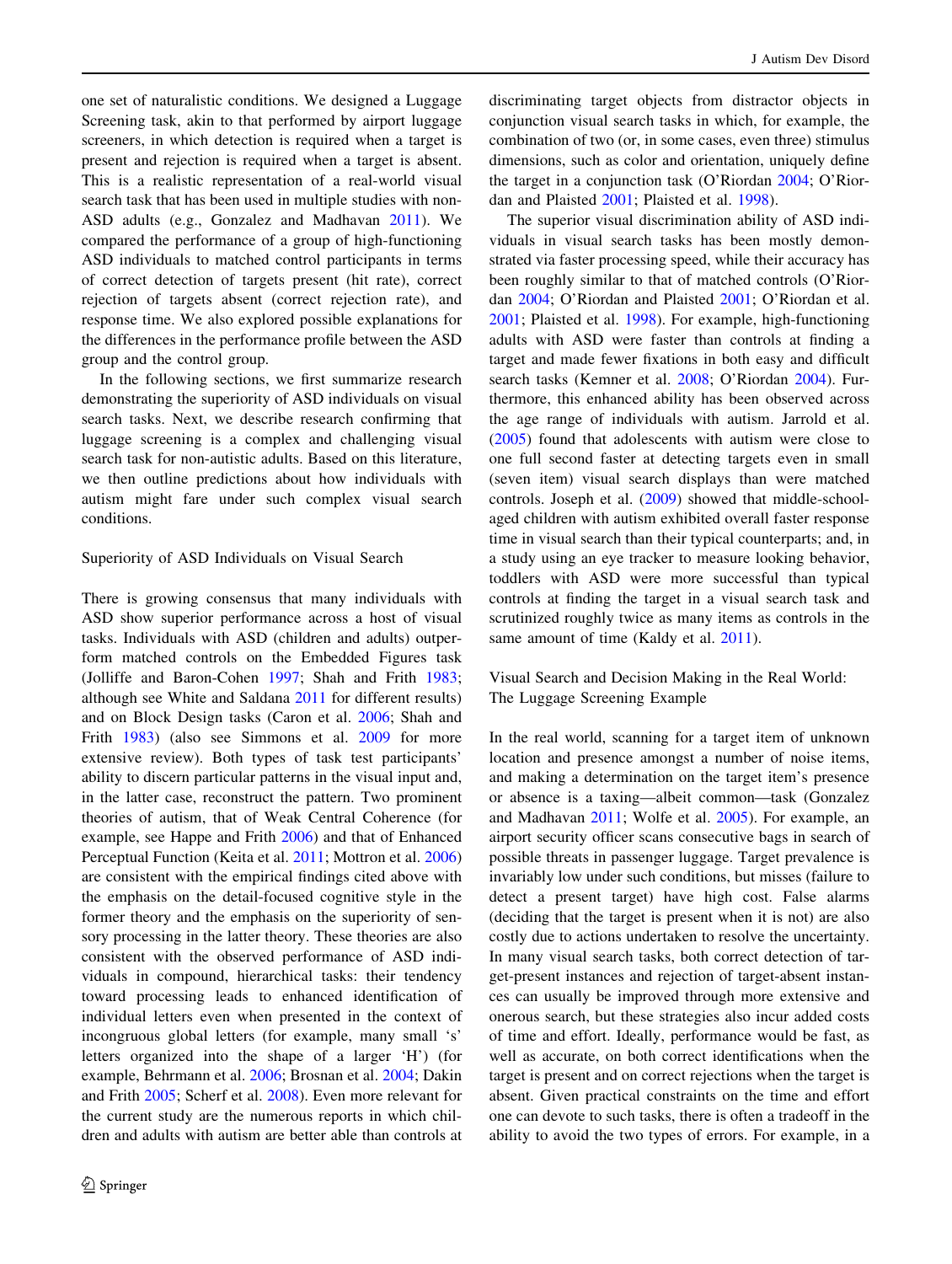one set of naturalistic conditions. We designed a Luggage Screening task, akin to that performed by airport luggage screeners, in which detection is required when a target is present and rejection is required when a target is absent. This is a realistic representation of a real-world visual search task that has been used in multiple studies with non-ASD adults (e.g., Gonzalez and Madhavan 2011). We compared the performance of a group of high-functioning ASD individuals to matched control participants in terms of correct detection of targets present (hit rate), correct rejection of targets absent (correct rejection rate), and response time. We also explored possible explanations for the differences in the performance profile between the ASD group and the control group.

In the following sections, we first summarize research demonstrating the superiority of ASD individuals on visual search tasks. Next, we describe research confirming that luggage screening is a complex and challenging visual search task for non-autistic adults. Based on this literature, we then outline predictions about how individuals with autism might fare under such complex visual search conditions.

## Superiority of ASD Individuals on Visual Search

There is growing consensus that many individuals with ASD show superior performance across a host of visual tasks. Individuals with ASD (children and adults) outperform matched controls on the Embedded Figures task (Jolliffe and Baron-Cohen 1997; Shah and Frith 1983; although see White and Saldana 2011 for different results) and on Block Design tasks (Caron et al. 2006; Shah and Frith 1983) (also see Simmons et al. 2009 for more extensive review). Both types of task test participants' ability to discern particular patterns in the visual input and, in the latter case, reconstruct the pattern. Two prominent theories of autism, that of Weak Central Coherence (for example, see Happe and Frith 2006) and that of Enhanced Perceptual Function (Keita et al. 2011; Mottron et al. 2006) are consistent with the empirical findings cited above with the emphasis on the detail-focused cognitive style in the former theory and the emphasis on the superiority of sensory processing in the latter theory. These theories are also consistent with the observed performance of ASD individuals in compound, hierarchical tasks: their tendency toward processing leads to enhanced identification of individual letters even when presented in the context of incongruous global letters (for example, many small 's' letters organized into the shape of a larger 'H') (for example, Behrmann et al. 2006; Brosnan et al. 2004; Dakin and Frith 2005; Scherf et al. 2008). Even more relevant for the current study are the numerous reports in which children and adults with autism are better able than controls at discriminating target objects from distractor objects in conjunction visual search tasks in which, for example, the combination of two (or, in some cases, even three) stimulus dimensions, such as color and orientation, uniquely define the target in a conjunction task (O'Riordan 2004; O'Riordan and Plaisted 2001; Plaisted et al. 1998).

The superior visual discrimination ability of ASD individuals in visual search tasks has been mostly demonstrated via faster processing speed, while their accuracy has been roughly similar to that of matched controls (O'Riordan 2004; O'Riordan and Plaisted 2001; O'Riordan et al. 2001; Plaisted et al. 1998). For example, high-functioning adults with ASD were faster than controls at finding a target and made fewer fixations in both easy and difficult search tasks (Kemner et al. 2008; O'Riordan 2004). Furthermore, this enhanced ability has been observed across the age range of individuals with autism. Jarrold et al. (2005) found that adolescents with autism were close to one full second faster at detecting targets even in small (seven item) visual search displays than were matched controls. Joseph et al. (2009) showed that middle-school-aged children with autism exhibited overall faster response time in visual search than their typical counterparts; and, in a study using an eye tracker to measure looking behavior, toddlers with ASD were more successful than typical controls at finding the target in a visual search task and scrutinized roughly twice as many items as controls in the same amount of time (Kaldy et al. 2011).

## Visual Search and Decision Making in the Real World: The Luggage Screening Example

In the real world, scanning for a target item of unknown location and presence amongst a number of noise items, and making a determination on the target item's presence or absence is a taxing—albeit common—task (Gonzalez and Madhavan 2011; Wolfe et al. 2005). For example, an airport security officer scans consecutive bags in search of possible threats in passenger luggage. Target prevalence is invariably low under such conditions, but misses (failure to detect a present target) have high cost. False alarms (deciding that the target is present when it is not) are also costly due to actions undertaken to resolve the uncertainty. In many visual search tasks, both correct detection of target-present instances and rejection of target-absent instances can usually be improved through more extensive and onerous search, but these strategies also incur added costs of time and effort. Ideally, performance would be fast, as well as accurate, on both correct identifications when the target is present and on correct rejections when the target is absent. Given practical constraints on the time and effort one can devote to such tasks, there is often a tradeoff in the ability to avoid the two types of errors. For example, in a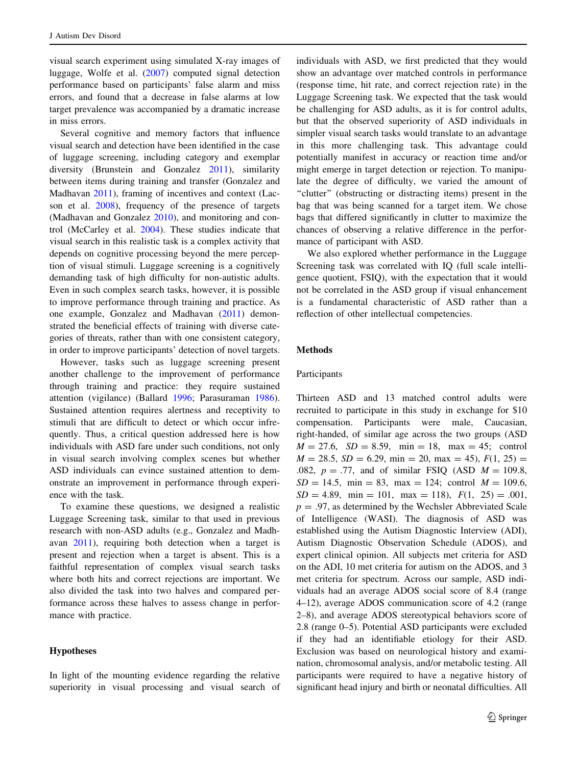visual search experiment using simulated X-ray images of luggage, Wolfe et al. (2007) computed signal detection performance based on participants' false alarm and miss errors, and found that a decrease in false alarms at low target prevalence was accompanied by a dramatic increase in miss errors.

Several cognitive and memory factors that influence visual search and detection have been identified in the case of luggage screening, including category and exemplar diversity (Brunstein and Gonzalez 2011), similarity between items during training and transfer (Gonzalez and Madhavan 2011), framing of incentives and context (Lacson et al. 2008), frequency of the presence of targets (Madhavan and Gonzalez 2010), and monitoring and control (McCarley et al. 2004). These studies indicate that visual search in this realistic task is a complex activity that depends on cognitive processing beyond the mere perception of visual stimuli. Luggage screening is a cognitively demanding task of high difficulty for non-autistic adults. Even in such complex search tasks, however, it is possible to improve performance through training and practice. As one example, Gonzalez and Madhavan (2011) demonstrated the beneficial effects of training with diverse categories of threats, rather than with one consistent category, in order to improve participants' detection of novel targets.

However, tasks such as luggage screening present another challenge to the improvement of performance through training and practice: they require sustained attention (vigilance) (Ballard 1996; Parasuraman 1986). Sustained attention requires alertness and receptivity to stimuli that are difficult to detect or which occur infrequently. Thus, a critical question addressed here is how individuals with ASD fare under such conditions, not only in visual search involving complex scenes but whether ASD individuals can evince sustained attention to demonstrate an improvement in performance through experience with the task.

To examine these questions, we designed a realistic Luggage Screening task, similar to that used in previous research with non-ASD adults (e.g., Gonzalez and Madhavan 2011), requiring both detection when a target is present and rejection when a target is absent. This is a faithful representation of complex visual search tasks where both hits and correct rejections are important. We also divided the task into two halves and compared performance across these halves to assess change in performance with practice.

## Hypotheses

In light of the mounting evidence regarding the relative superiority in visual processing and visual search of individuals with ASD, we first predicted that they would show an advantage over matched controls in performance (response time, hit rate, and correct rejection rate) in the Luggage Screening task. We expected that the task would be challenging for ASD adults, as it is for control adults, but that the observed superiority of ASD individuals in simpler visual search tasks would translate to an advantage in this more challenging task. This advantage could potentially manifest in accuracy or reaction time and/or might emerge in target detection or rejection. To manipulate the degree of difficulty, we varied the amount of "clutter" (obstructing or distracting items) present in the bag that was being scanned for a target item. We chose bags that differed significantly in clutter to maximize the chances of observing a relative difference in the performance of participant with ASD.

We also explored whether performance in the Luggage Screening task was correlated with IQ (full scale intelligence quotient, FSIQ), with the expectation that it would not be correlated in the ASD group if visual enhancement is a fundamental characteristic of ASD rather than a reflection of other intellectual competencies.

## Methods

### Participants

Thirteen ASD and 13 matched control adults were recruited to participate in this study in exchange for \$10 compensation. Participants were male, Caucasian, right-handed, of similar age across the two groups (ASD $M = 27.6$, $SD = 8.59$, min = 18, max = 45; control $M = 28.5$, $SD = 6.29$, min = 20, max = 45), $F(1, 25) = .082$, $p = .77$, and of similar FSIQ (ASD $M = 109.8$, $SD = 14.5$, min = 83, max = 124; control $M = 109.6$, $SD = 4.89$, min = 101, max = 118), $F(1, 25) = .001$, $p = .97$, as determined by the Wechsler Abbreviated Scale of Intelligence (WASI). The diagnosis of ASD was established using the Autism Diagnostic Interview (ADI), Autism Diagnostic Observation Schedule (ADOS), and expert clinical opinion. All subjects met criteria for ASD on the ADI, 10 met criteria for autism on the ADOS, and 3 met criteria for spectrum. Across our sample, ASD individuals had an average ADOS social score of 8.4 (range 4–12), average ADOS communication score of 4.2 (range 2–8), and average ADOS stereotypical behaviors score of 2.8 (range 0–5). Potential ASD participants were excluded if they had an identifiable etiology for their ASD. Exclusion was based on neurological history and examination, chromosomal analysis, and/or metabolic testing. All participants were required to have a negative history of significant head injury and birth or neonatal difficulties. All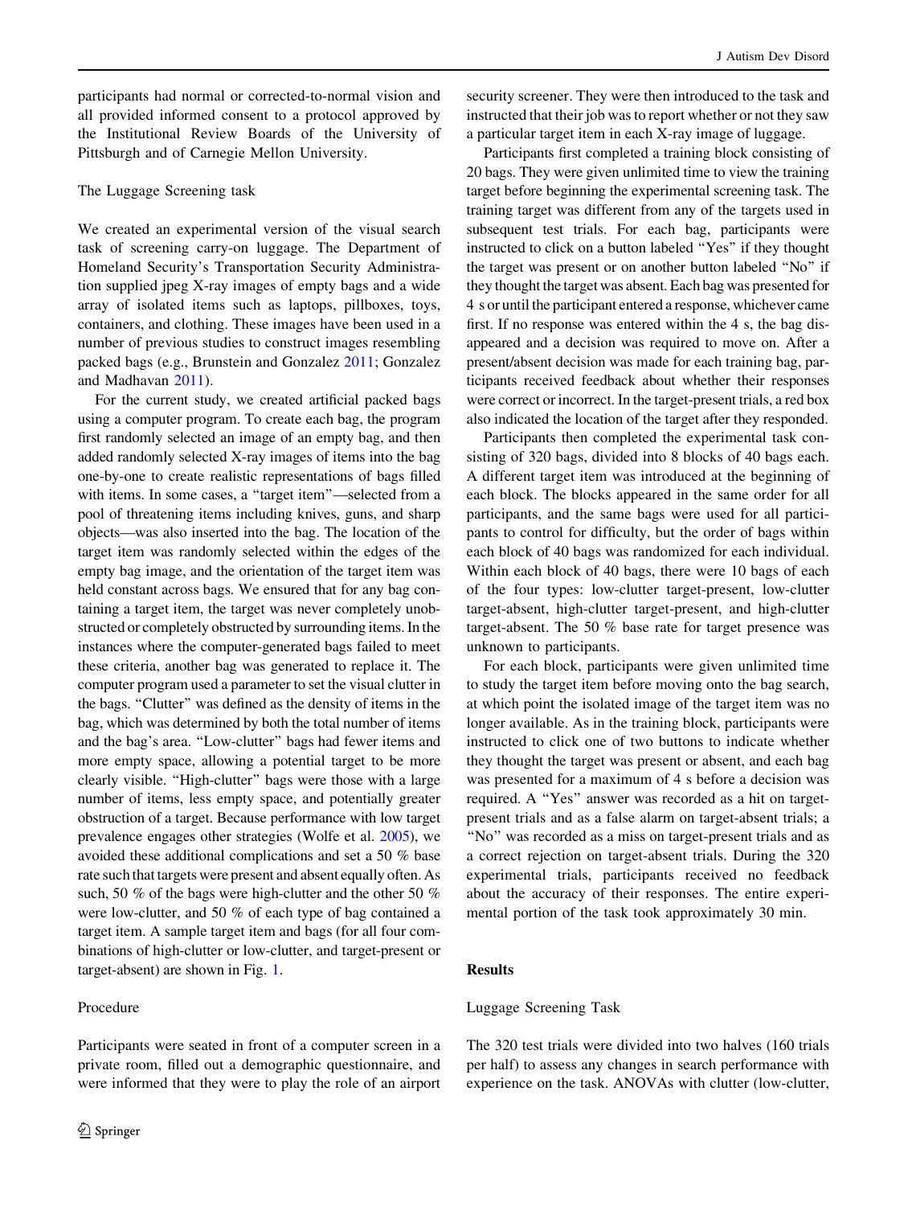participants had normal or corrected-to-normal vision and all provided informed consent to a protocol approved by the Institutional Review Boards of the University of Pittsburgh and of Carnegie Mellon University.

### The Luggage Screening task

We created an experimental version of the visual search task of screening carry-on luggage. The Department of Homeland Security's Transportation Security Administration supplied jpeg X-ray images of empty bags and a wide array of isolated items such as laptops, pillboxes, toys, containers, and clothing. These images have been used in a number of previous studies to construct images resembling packed bags (e.g., Brunstein and Gonzalez 2011; Gonzalez and Madhavan 2011).

For the current study, we created artificial packed bags using a computer program. To create each bag, the program first randomly selected an image of an empty bag, and then added randomly selected X-ray images of items into the bag one-by-one to create realistic representations of bags filled with items. In some cases, a "target item"—selected from a pool of threatening items including knives, guns, and sharp objects—was also inserted into the bag. The location of the target item was randomly selected within the edges of the empty bag image, and the orientation of the target item was held constant across bags. We ensured that for any bag containing a target item, the target was never completely unobstructed or completely obstructed by surrounding items. In the instances where the computer-generated bags failed to meet these criteria, another bag was generated to replace it. The computer program used a parameter to set the visual clutter in the bags. "Clutter" was defined as the density of items in the bag, which was determined by both the total number of items and the bag's area. "Low-clutter" bags had fewer items and more empty space, allowing a potential target to be more clearly visible. "High-clutter" bags were those with a large number of items, less empty space, and potentially greater obstruction of a target. Because performance with low target prevalence engages other strategies (Wolfe et al. 2005), we avoided these additional complications and set a 50 % base rate such that targets were present and absent equally often. As such, 50 % of the bags were high-clutter and the other 50 % were low-clutter, and 50 % of each type of bag contained a target item. A sample target item and bags (for all four combinations of high-clutter or low-clutter, and target-present or target-absent) are shown in Fig. 1.

### Procedure

Participants were seated in front of a computer screen in a private room, filled out a demographic questionnaire, and were informed that they were to play the role of an airport security screener. They were then introduced to the task and instructed that their job was to report whether or not they saw a particular target item in each X-ray image of luggage.

Participants first completed a training block consisting of 20 bags. They were given unlimited time to view the training target before beginning the experimental screening task. The training target was different from any of the targets used in subsequent test trials. For each bag, participants were instructed to click on a button labeled "Yes" if they thought the target was present or on another button labeled "No" if they thought the target was absent. Each bag was presented for 4 s or until the participant entered a response, whichever came first. If no response was entered within the 4 s, the bag disappeared and a decision was required to move on. After a present/absent decision was made for each training bag, participants received feedback about whether their responses were correct or incorrect. In the target-present trials, a red box also indicated the location of the target after they responded.

Participants then completed the experimental task consisting of 320 bags, divided into 8 blocks of 40 bags each. A different target item was introduced at the beginning of each block. The blocks appeared in the same order for all participants, and the same bags were used for all participants to control for difficulty, but the order of bags within each block of 40 bags was randomized for each individual. Within each block of 40 bags, there were 10 bags of each of the four types: low-clutter target-present, low-clutter target-absent, high-clutter target-present, and high-clutter target-absent. The 50 % base rate for target presence was unknown to participants.

For each block, participants were given unlimited time to study the target item before moving onto the bag search, at which point the isolated image of the target item was no longer available. As in the training block, participants were instructed to click one of two buttons to indicate whether they thought the target was present or absent, and each bag was presented for a maximum of 4 s before a decision was required. A "Yes" answer was recorded as a hit on target-present trials and as a false alarm on target-absent trials; a "No" was recorded as a miss on target-present trials and as a correct rejection on target-absent trials. During the 320 experimental trials, participants received no feedback about the accuracy of their responses. The entire experimental portion of the task took approximately 30 min.

## Results

### Luggage Screening Task

The 320 test trials were divided into two halves (160 trials per half) to assess any changes in search performance with experience on the task. ANOVAs with clutter (low-clutter,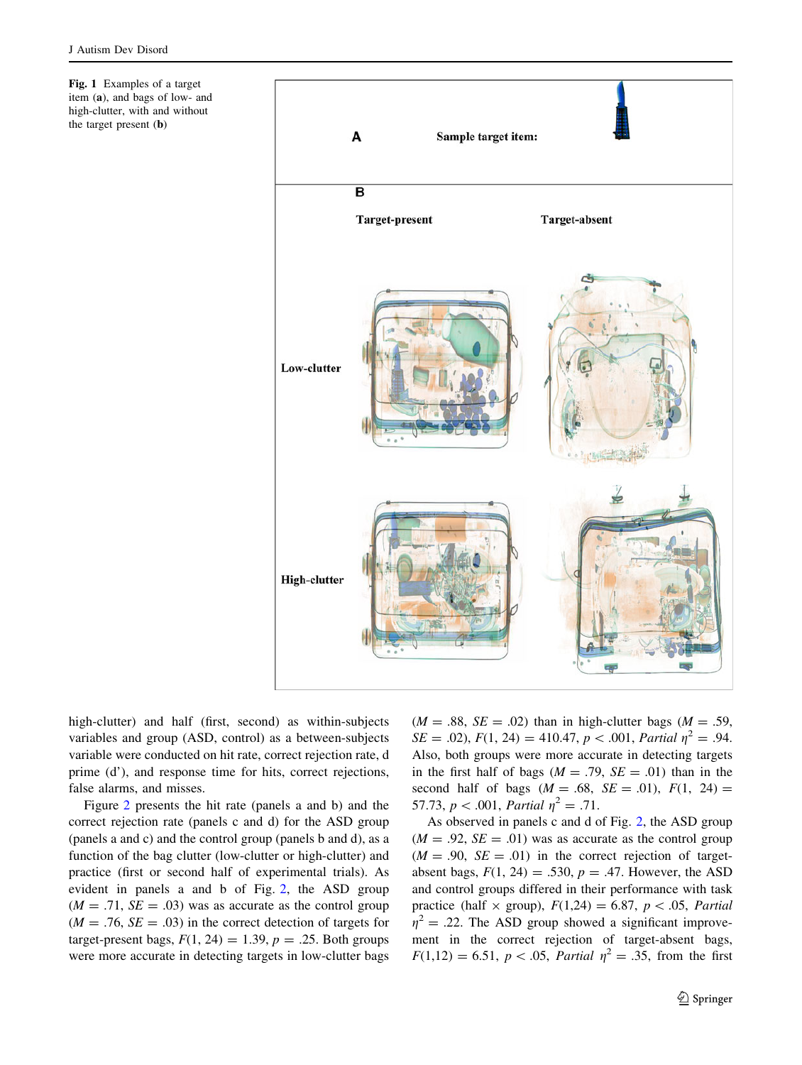**Fig. 1** Examples of a target item (**a**), and bags of low- and high-clutter, with and without the target present (**b**)

high-clutter) and half (first, second) as within-subjects variables and group (ASD, control) as a between-subjects variable were conducted on hit rate, correct rejection rate, d prime (d'), and response time for hits, correct rejections, false alarms, and misses.

Figure 2 presents the hit rate (panels a and b) and the correct rejection rate (panels c and d) for the ASD group (panels a and c) and the control group (panels b and d), as a function of the bag clutter (low-clutter or high-clutter) and practice (first or second half of experimental trials). As evident in panels a and b of Fig. 2, the ASD group ($M = .71$, $SE = .03$) was as accurate as the control group ($M = .76$, $SE = .03$) in the correct detection of targets for target-present bags, $F(1, 24) = 1.39$, $p = .25$. Both groups were more accurate in detecting targets in low-clutter bags ($M = .88$, $SE = .02$) than in high-clutter bags ($M = .59$, $SE = .02$), $F(1, 24) = 410.47$, $p < .001$, *Partial* $\eta^2 = .94$. Also, both groups were more accurate in detecting targets in the first half of bags ($M = .79$, $SE = .01$) than in the second half of bags ($M = .68$, $SE = .01$), $F(1, 24) = 57.73$, $p < .001$, *Partial* $\eta^2 = .71$.

As observed in panels c and d of Fig. 2, the ASD group ($M = .92$, $SE = .01$) was as accurate as the control group ($M = .90$, $SE = .01$) in the correct rejection of target-absent bags, $F(1, 24) = .530$, $p = .47$. However, the ASD and control groups differed in their performance with task practice (half × group), $F(1,24) = 6.87$, $p < .05$, *Partial* $\eta^2 = .22$. The ASD group showed a significant improvement in the correct rejection of target-absent bags, $F(1,12) = 6.51$, $p < .05$, *Partial* $\eta^2 = .35$, from the first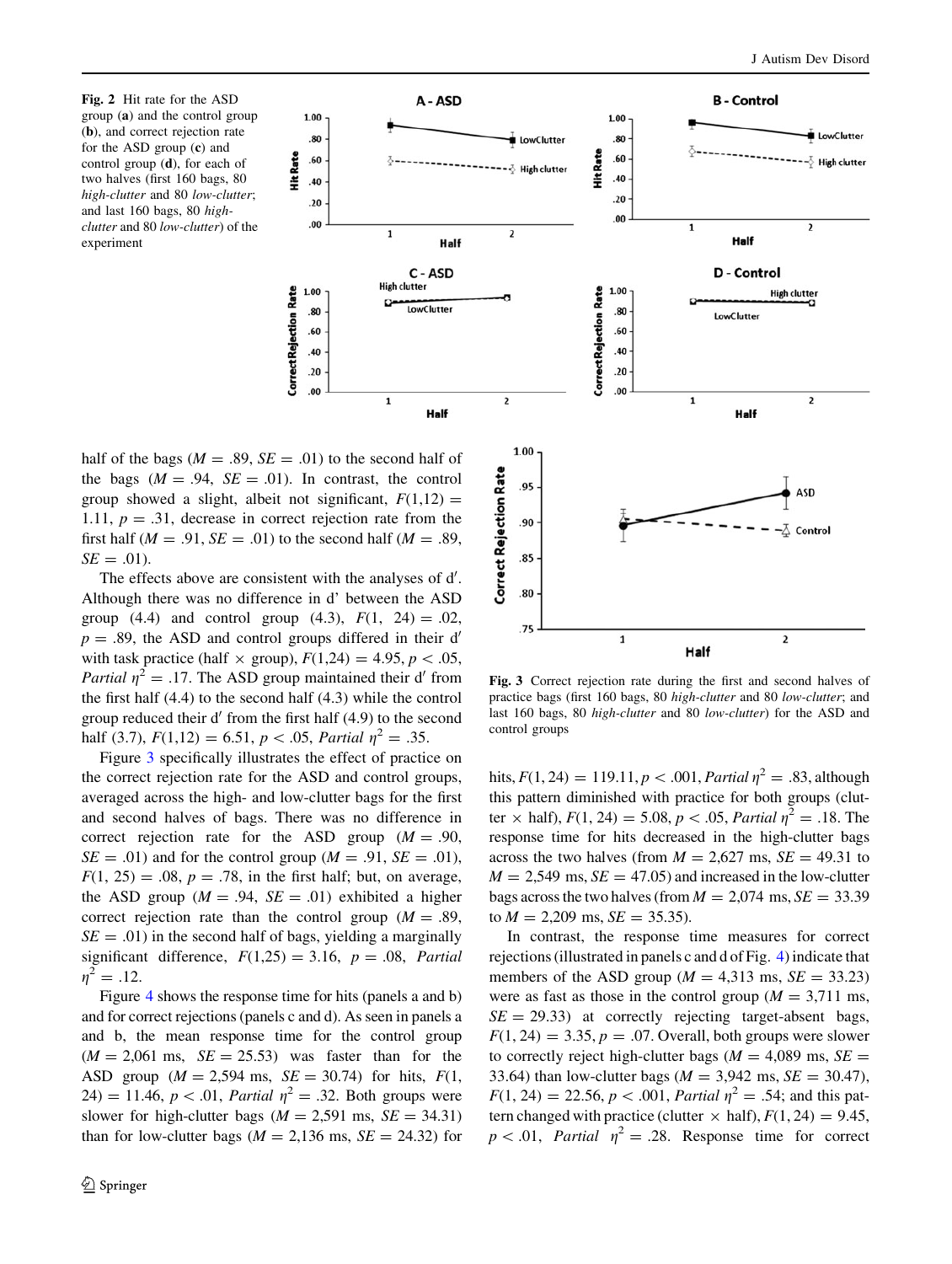Fig. 2 Hit rate for the ASD group (a) and the control group (b), and correct rejection rate for the ASD group (c) and control group (d), for each of two halves (first 160 bags, 80 *high-clutter* and 80 *low-clutter*; and last 160 bags, 80 *high-clutter* and 80 *low-clutter*) of the experiment

half of the bags ($M = .89$, $SE = .01$) to the second half of the bags ($M = .94$, $SE = .01$). In contrast, the control group showed a slight, albeit not significant, $F(1,12) = 1.11$, $p = .31$, decrease in correct rejection rate from the first half ($M = .91$, $SE = .01$) to the second half ($M = .89$, $SE = .01$).

The effects above are consistent with the analyses of d′. Although there was no difference in d′ between the ASD group (4.4) and control group (4.3), $F(1, 24) = .02$, $p = .89$, the ASD and control groups differed in their d′ with task practice (half × group), $F(1,24) = 4.95$, $p < .05$, *Partial* $\eta^2 = .17$. The ASD group maintained their d′ from the first half (4.4) to the second half (4.3) while the control group reduced their d′ from the first half (4.9) to the second half (3.7), $F(1,12) = 6.51$, $p < .05$, *Partial* $\eta^2 = .35$.

Figure 3 specifically illustrates the effect of practice on the correct rejection rate for the ASD and control groups, averaged across the high- and low-clutter bags for the first and second halves of bags. There was no difference in correct rejection rate for the ASD group ($M = .90$, $SE = .01$) and for the control group ($M = .91$, $SE = .01$), $F(1, 25) = .08$, $p = .78$, in the first half; but, on average, the ASD group ($M = .94$, $SE = .01$) exhibited a higher correct rejection rate than the control group ($M = .89$, $SE = .01$) in the second half of bags, yielding a marginally significant difference, $F(1,25) = 3.16$, $p = .08$, *Partial* $\eta^2 = .12$.

Figure 4 shows the response time for hits (panels a and b) and for correct rejections (panels c and d). As seen in panels a and b, the mean response time for the control group ($M = 2{,}061$ ms, $SE = 25.53$) was faster than for the ASD group ($M = 2{,}594$ ms, $SE = 30.74$) for hits, $F(1, 24) = 11.46$, $p < .01$, *Partial* $\eta^2 = .32$. Both groups were slower for high-clutter bags ($M = 2{,}591$ ms, $SE = 34.31$) than for low-clutter bags ($M = 2{,}136$ ms, $SE = 24.32$) for hits, $F(1, 24) = 119.11$, $p < .001$, *Partial* $\eta^2 = .83$, although this pattern diminished with practice for both groups (clutter × half), $F(1, 24) = 5.08$, $p < .05$, *Partial* $\eta^2 = .18$. The response time for hits decreased in the high-clutter bags across the two halves (from $M = 2{,}627$ ms, $SE = 49.31$ to $M = 2{,}549$ ms, $SE = 47.05$) and increased in the low-clutter bags across the two halves (from $M = 2{,}074$ ms, $SE = 33.39$ to $M = 2{,}209$ ms, $SE = 35.35$).

Fig. 3 Correct rejection rate during the first and second halves of practice bags (first 160 bags, 80 *high-clutter* and 80 *low-clutter*; and last 160 bags, 80 *high-clutter* and 80 *low-clutter*) for the ASD and control groups

In contrast, the response time measures for correct rejections (illustrated in panels c and d of Fig. 4) indicate that members of the ASD group ($M = 4{,}313$ ms, $SE = 33.23$) were as fast as those in the control group ($M = 3{,}711$ ms, $SE = 29.33$) at correctly rejecting target-absent bags, $F(1, 24) = 3.35$, $p = .07$. Overall, both groups were slower to correctly reject high-clutter bags ($M = 4{,}089$ ms, $SE = 33.64$) than low-clutter bags ($M = 3{,}942$ ms, $SE = 30.47$), $F(1, 24) = 22.56$, $p < .001$, *Partial* $\eta^2 = .54$; and this pattern changed with practice (clutter × half), $F(1, 24) = 9.45$, $p < .01$, *Partial* $\eta^2 = .28$. Response time for correct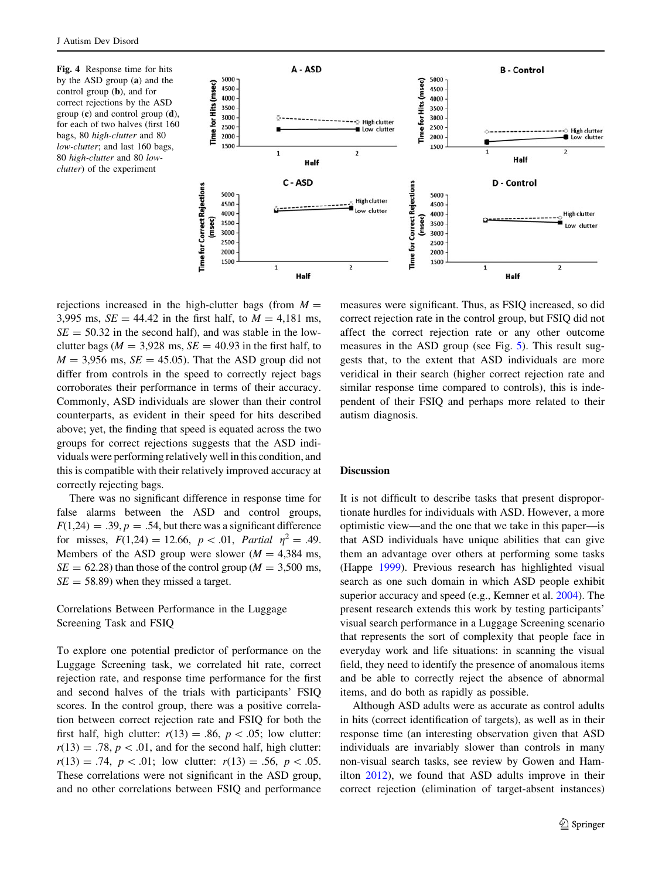**Fig. 4** Response time for hits by the ASD group (**a**) and the control group (**b**), and for correct rejections by the ASD group (**c**) and control group (**d**), for each of two halves (first 160 bags, 80 *high-clutter* and 80 *low-clutter*; and last 160 bags, 80 *high-clutter* and 80 *low-clutter*) of the experiment

rejections increased in the high-clutter bags (from $M =$ 3,995 ms, $SE = 44.42$ in the first half, to $M = 4{,}181$ ms, $SE = 50.32$ in the second half), and was stable in the low-clutter bags ($M = 3{,}928$ ms, $SE = 40.93$ in the first half, to $M = 3{,}956$ ms, $SE = 45.05$). That the ASD group did not differ from controls in the speed to correctly reject bags corroborates their performance in terms of their accuracy. Commonly, ASD individuals are slower than their control counterparts, as evident in their speed for hits described above; yet, the finding that speed is equated across the two groups for correct rejections suggests that the ASD individuals were performing relatively well in this condition, and this is compatible with their relatively improved accuracy at correctly rejecting bags.

There was no significant difference in response time for false alarms between the ASD and control groups, $F(1,24) = .39$, $p = .54$, but there was a significant difference for misses, $F(1,24) = 12.66$, $p < .01$, *Partial* $\eta^2 = .49$. Members of the ASD group were slower ($M = 4{,}384$ ms, $SE = 62.28$) than those of the control group ($M = 3{,}500$ ms, $SE = 58.89$) when they missed a target.

### Correlations Between Performance in the Luggage Screening Task and FSIQ

To explore one potential predictor of performance on the Luggage Screening task, we correlated hit rate, correct rejection rate, and response time performance for the first and second halves of the trials with participants' FSIQ scores. In the control group, there was a positive correlation between correct rejection rate and FSIQ for both the first half, high clutter: $r(13) = .86$, $p < .05$; low clutter: $r(13) = .78$, $p < .01$, and for the second half, high clutter: $r(13) = .74$, $p < .01$; low clutter: $r(13) = .56$, $p < .05$. These correlations were not significant in the ASD group, and no other correlations between FSIQ and performance measures were significant. Thus, as FSIQ increased, so did correct rejection rate in the control group, but FSIQ did not affect the correct rejection rate or any other outcome measures in the ASD group (see Fig. 5). This result suggests that, to the extent that ASD individuals are more veridical in their search (higher correct rejection rate and similar response time compared to controls), this is independent of their FSIQ and perhaps more related to their autism diagnosis.

## Discussion

It is not difficult to describe tasks that present disproportionate hurdles for individuals with ASD. However, a more optimistic view—and the one that we take in this paper—is that ASD individuals have unique abilities that can give them an advantage over others at performing some tasks (Happe 1999). Previous research has highlighted visual search as one such domain in which ASD people exhibit superior accuracy and speed (e.g., Kemner et al. 2004). The present research extends this work by testing participants' visual search performance in a Luggage Screening scenario that represents the sort of complexity that people face in everyday work and life situations: in scanning the visual field, they need to identify the presence of anomalous items and be able to correctly reject the absence of abnormal items, and do both as rapidly as possible.

Although ASD adults were as accurate as control adults in hits (correct identification of targets), as well as in their response time (an interesting observation given that ASD individuals are invariably slower than controls in many non-visual search tasks, see review by Gowen and Hamilton 2012), we found that ASD adults improve in their correct rejection (elimination of target-absent instances)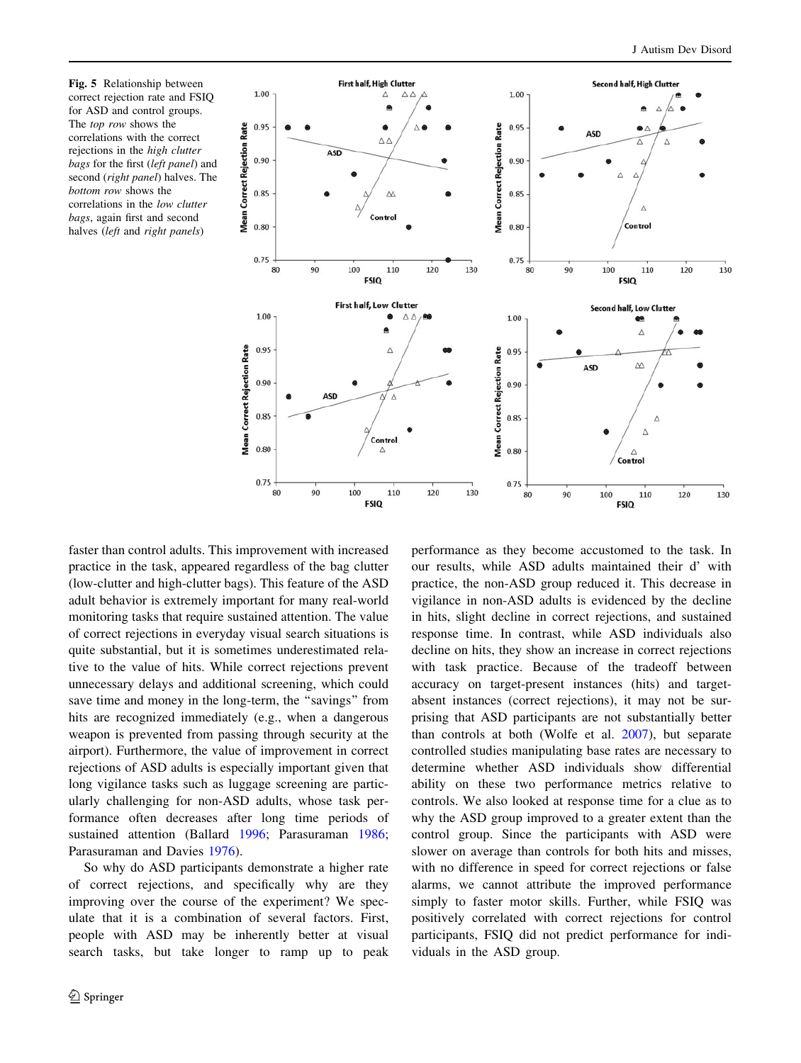Fig. 5 Relationship between correct rejection rate and FSIQ for ASD and control groups. The *top row* shows the correlations with the correct rejections in the *high clutter bags* for the first (*left panel*) and second (*right panel*) halves. The *bottom row* shows the correlations in the *low clutter bags*, again first and second halves (*left* and *right panels*)

First half, High Clutter

Second half, High Clutter

First half, Low Clutter

Second half, Low Clutter

Mean Correct Rejection Rate

FSIQ

ASD

Control

faster than control adults. This improvement with increased practice in the task, appeared regardless of the bag clutter (low-clutter and high-clutter bags). This feature of the ASD adult behavior is extremely important for many real-world monitoring tasks that require sustained attention. The value of correct rejections in everyday visual search situations is quite substantial, but it is sometimes underestimated relative to the value of hits. While correct rejections prevent unnecessary delays and additional screening, which could save time and money in the long-term, the "savings" from hits are recognized immediately (e.g., when a dangerous weapon is prevented from passing through security at the airport). Furthermore, the value of improvement in correct rejections of ASD adults is especially important given that long vigilance tasks such as luggage screening are particularly challenging for non-ASD adults, whose task performance often decreases after long time periods of sustained attention (Ballard 1996; Parasuraman 1986; Parasuraman and Davies 1976).

So why do ASD participants demonstrate a higher rate of correct rejections, and specifically why are they improving over the course of the experiment? We speculate that it is a combination of several factors. First, people with ASD may be inherently better at visual search tasks, but take longer to ramp up to peak performance as they become accustomed to the task. In our results, while ASD adults maintained their d' with practice, the non-ASD group reduced it. This decrease in vigilance in non-ASD adults is evidenced by the decline in hits, slight decline in correct rejections, and sustained response time. In contrast, while ASD individuals also decline on hits, they show an increase in correct rejections with task practice. Because of the tradeoff between accuracy on target-present instances (hits) and target-absent instances (correct rejections), it may not be surprising that ASD participants are not substantially better than controls at both (Wolfe et al. 2007), but separate controlled studies manipulating base rates are necessary to determine whether ASD individuals show differential ability on these two performance metrics relative to controls. We also looked at response time for a clue as to why the ASD group improved to a greater extent than the control group. Since the participants with ASD were slower on average than controls for both hits and misses, with no difference in speed for correct rejections or false alarms, we cannot attribute the improved performance simply to faster motor skills. Further, while FSIQ was positively correlated with correct rejections for control participants, FSIQ did not predict performance for individuals in the ASD group.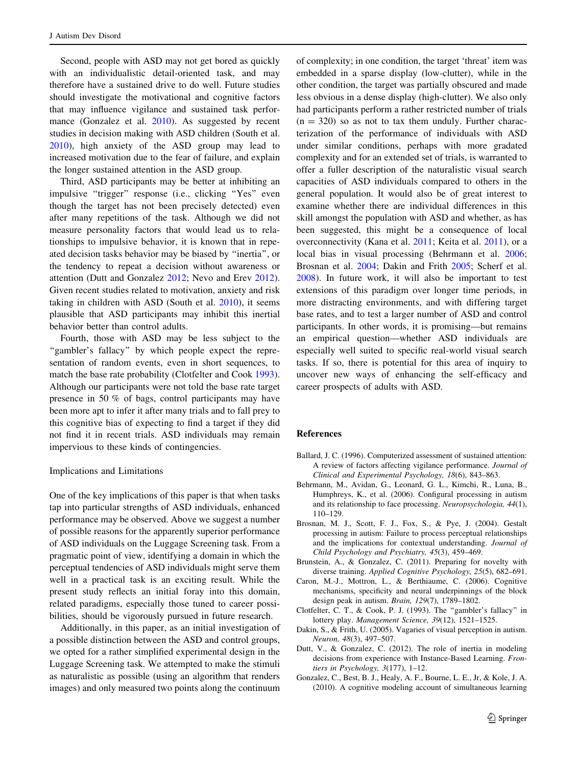Second, people with ASD may not get bored as quickly with an individualistic detail-oriented task, and may therefore have a sustained drive to do well. Future studies should investigate the motivational and cognitive factors that may influence vigilance and sustained task performance (Gonzalez et al. 2010). As suggested by recent studies in decision making with ASD children (South et al. 2010), high anxiety of the ASD group may lead to increased motivation due to the fear of failure, and explain the longer sustained attention in the ASD group.

Third, ASD participants may be better at inhibiting an impulsive "trigger" response (i.e., clicking "Yes" even though the target has not been precisely detected) even after many repetitions of the task. Although we did not measure personality factors that would lead us to relationships to impulsive behavior, it is known that in repeated decision tasks behavior may be biased by "inertia", or the tendency to repeat a decision without awareness or attention (Dutt and Gonzalez 2012; Nevo and Erev 2012). Given recent studies related to motivation, anxiety and risk taking in children with ASD (South et al. 2010), it seems plausible that ASD participants may inhibit this inertial behavior better than control adults.

Fourth, those with ASD may be less subject to the "gambler's fallacy" by which people expect the representation of random events, even in short sequences, to match the base rate probability (Clotfelter and Cook 1993). Although our participants were not told the base rate target presence in 50 % of bags, control participants may have been more apt to infer it after many trials and to fall prey to this cognitive bias of expecting to find a target if they did not find it in recent trials. ASD individuals may remain impervious to these kinds of contingencies.

### Implications and Limitations

One of the key implications of this paper is that when tasks tap into particular strengths of ASD individuals, enhanced performance may be observed. Above we suggest a number of possible reasons for the apparently superior performance of ASD individuals on the Luggage Screening task. From a pragmatic point of view, identifying a domain in which the perceptual tendencies of ASD individuals might serve them well in a practical task is an exciting result. While the present study reflects an initial foray into this domain, related paradigms, especially those tuned to career possibilities, should be vigorously pursued in future research.

Additionally, in this paper, as an initial investigation of a possible distinction between the ASD and control groups, we opted for a rather simplified experimental design in the Luggage Screening task. We attempted to make the stimuli as naturalistic as possible (using an algorithm that renders images) and only measured two points along the continuum of complexity; in one condition, the target 'threat' item was embedded in a sparse display (low-clutter), while in the other condition, the target was partially obscured and made less obvious in a dense display (high-clutter). We also only had participants perform a rather restricted number of trials ($n = 320$) so as not to tax them unduly. Further characterization of the performance of individuals with ASD under similar conditions, perhaps with more gradated complexity and for an extended set of trials, is warranted to offer a fuller description of the naturalistic visual search capacities of ASD individuals compared to others in the general population. It would also be of great interest to examine whether there are individual differences in this skill amongst the population with ASD and whether, as has been suggested, this might be a consequence of local overconnectivity (Kana et al. 2011; Keita et al. 2011), or a local bias in visual processing (Behrmann et al. 2006; Brosnan et al. 2004; Dakin and Frith 2005; Scherf et al. 2008). In future work, it will also be important to test extensions of this paradigm over longer time periods, in more distracting environments, and with differing target base rates, and to test a larger number of ASD and control participants. In other words, it is promising—but remains an empirical question—whether ASD individuals are especially well suited to specific real-world visual search tasks. If so, there is potential for this area of inquiry to uncover new ways of enhancing the self-efficacy and career prospects of adults with ASD.

## References

Ballard, J. C. (1996). Computerized assessment of sustained attention: A review of factors affecting vigilance performance. *Journal of Clinical and Experimental Psychology, 18*(6), 843–863.

Behrmann, M., Avidan, G., Leonard, G. L., Kimchi, R., Luna, B., Humphreys, K., et al. (2006). Configural processing in autism and its relationship to face processing. *Neuropsychologia, 44*(1), 110–129.

Brosnan, M. J., Scott, F. J., Fox, S., & Pye, J. (2004). Gestalt processing in autism: Failure to process perceptual relationships and the implications for contextual understanding. *Journal of Child Psychology and Psychiatry, 45*(3), 459–469.

Brunstein, A., & Gonzalez, C. (2011). Preparing for novelty with diverse training. *Applied Cognitive Psychology, 25*(5), 682–691.

Caron, M.-J., Mottron, L., & Berthiaume, C. (2006). Cognitive mechanisms, specificity and neural underpinnings of the block design peak in autism. *Brain, 129*(7), 1789–1802.

Clotfelter, C. T., & Cook, P. J. (1993). The "gambler's fallacy" in lottery play. *Management Science, 39*(12), 1521–1525.

Dakin, S., & Frith, U. (2005). Vagaries of visual perception in autism. *Neuron, 48*(3), 497–507.

Dutt, V., & Gonzalez, C. (2012). The role of inertia in modeling decisions from experience with Instance-Based Learning. *Frontiers in Psychology, 3*(177), 1–12.

Gonzalez, C., Best, B. J., Healy, A. F., Bourne, L. E., Jr, & Kole, J. A. (2010). A cognitive modeling account of simultaneous learning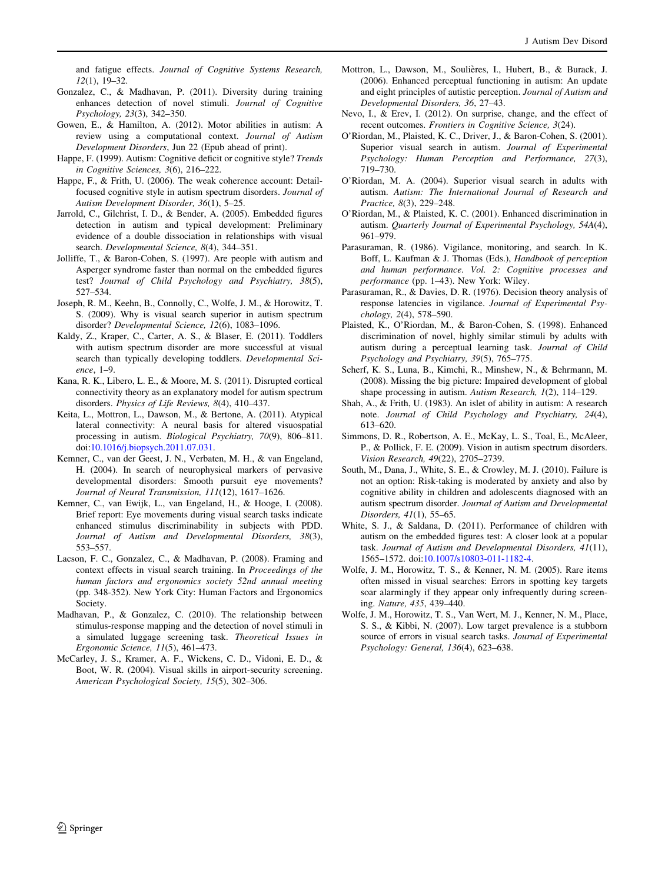and fatigue effects. *Journal of Cognitive Systems Research, 12*(1), 19–32.

Gonzalez, C., & Madhavan, P. (2011). Diversity during training enhances detection of novel stimuli. *Journal of Cognitive Psychology, 23*(3), 342–350.

Gowen, E., & Hamilton, A. (2012). Motor abilities in autism: A review using a computational context. *Journal of Autism Development Disorders*, Jun 22 (Epub ahead of print).

Happe, F. (1999). Autism: Cognitive deficit or cognitive style? *Trends in Cognitive Sciences, 3*(6), 216–222.

Happe, F., & Frith, U. (2006). The weak coherence account: Detail-focused cognitive style in autism spectrum disorders. *Journal of Autism Development Disorder, 36*(1), 5–25.

Jarrold, C., Gilchrist, I. D., & Bender, A. (2005). Embedded figures detection in autism and typical development: Preliminary evidence of a double dissociation in relationships with visual search. *Developmental Science, 8*(4), 344–351.

Jolliffe, T., & Baron-Cohen, S. (1997). Are people with autism and Asperger syndrome faster than normal on the embedded figures test? *Journal of Child Psychology and Psychiatry, 38*(5), 527–534.

Joseph, R. M., Keehn, B., Connolly, C., Wolfe, J. M., & Horowitz, T. S. (2009). Why is visual search superior in autism spectrum disorder? *Developmental Science, 12*(6), 1083–1096.

Kaldy, Z., Kraper, C., Carter, A. S., & Blaser, E. (2011). Toddlers with autism spectrum disorder are more successful at visual search than typically developing toddlers. *Developmental Science*, 1–9.

Kana, R. K., Libero, L. E., & Moore, M. S. (2011). Disrupted cortical connectivity theory as an explanatory model for autism spectrum disorders. *Physics of Life Reviews, 8*(4), 410–437.

Keita, L., Mottron, L., Dawson, M., & Bertone, A. (2011). Atypical lateral connectivity: A neural basis for altered visuospatial processing in autism. *Biological Psychiatry, 70*(9), 806–811. doi:10.1016/j.biopsych.2011.07.031.

Kemner, C., van der Geest, J. N., Verbaten, M. H., & van Engeland, H. (2004). In search of neurophysical markers of pervasive developmental disorders: Smooth pursuit eye movements? *Journal of Neural Transmission, 111*(12), 1617–1626.

Kemner, C., van Ewijk, L., van Engeland, H., & Hooge, I. (2008). Brief report: Eye movements during visual search tasks indicate enhanced stimulus discriminability in subjects with PDD. *Journal of Autism and Developmental Disorders, 38*(3), 553–557.

Lacson, F. C., Gonzalez, C., & Madhavan, P. (2008). Framing and context effects in visual search training. In *Proceedings of the human factors and ergonomics society 52nd annual meeting* (pp. 348-352). New York City: Human Factors and Ergonomics Society.

Madhavan, P., & Gonzalez, C. (2010). The relationship between stimulus-response mapping and the detection of novel stimuli in a simulated luggage screening task. *Theoretical Issues in Ergonomic Science, 11*(5), 461–473.

McCarley, J. S., Kramer, A. F., Wickens, C. D., Vidoni, E. D., & Boot, W. R. (2004). Visual skills in airport-security screening. *American Psychological Society, 15*(5), 302–306.

Mottron, L., Dawson, M., Soulières, I., Hubert, B., & Burack, J. (2006). Enhanced perceptual functioning in autism: An update and eight principles of autistic perception. *Journal of Autism and Developmental Disorders, 36*, 27–43.

Nevo, I., & Erev, I. (2012). On surprise, change, and the effect of recent outcomes. *Frontiers in Cognitive Science, 3*(24).

O'Riordan, M., Plaisted, K. C., Driver, J., & Baron-Cohen, S. (2001). Superior visual search in autism. *Journal of Experimental Psychology: Human Perception and Performance, 27*(3), 719–730.

O'Riordan, M. A. (2004). Superior visual search in adults with autism. *Autism: The International Journal of Research and Practice, 8*(3), 229–248.

O'Riordan, M., & Plaisted, K. C. (2001). Enhanced discrimination in autism. *Quarterly Journal of Experimental Psychology, 54A*(4), 961–979.

Parasuraman, R. (1986). Vigilance, monitoring, and search. In K. Boff, L. Kaufman & J. Thomas (Eds.), *Handbook of perception and human performance. Vol. 2: Cognitive processes and performance* (pp. 1–43). New York: Wiley.

Parasuraman, R., & Davies, D. R. (1976). Decision theory analysis of response latencies in vigilance. *Journal of Experimental Psychology, 2*(4), 578–590.

Plaisted, K., O'Riordan, M., & Baron-Cohen, S. (1998). Enhanced discrimination of novel, highly similar stimuli by adults with autism during a perceptual learning task. *Journal of Child Psychology and Psychiatry, 39*(5), 765–775.

Scherf, K. S., Luna, B., Kimchi, R., Minshew, N., & Behrmann, M. (2008). Missing the big picture: Impaired development of global shape processing in autism. *Autism Research, 1*(2), 114–129.

Shah, A., & Frith, U. (1983). An islet of ability in autism: A research note. *Journal of Child Psychology and Psychiatry, 24*(4), 613–620.

Simmons, D. R., Robertson, A. E., McKay, L. S., Toal, E., McAleer, P., & Pollick, F. E. (2009). Vision in autism spectrum disorders. *Vision Research, 49*(22), 2705–2739.

South, M., Dana, J., White, S. E., & Crowley, M. J. (2010). Failure is not an option: Risk-taking is moderated by anxiety and also by cognitive ability in children and adolescents diagnosed with an autism spectrum disorder. *Journal of Autism and Developmental Disorders, 41*(1), 55–65.

White, S. J., & Saldana, D. (2011). Performance of children with autism on the embedded figures test: A closer look at a popular task. *Journal of Autism and Developmental Disorders, 41*(11), 1565–1572. doi:10.1007/s10803-011-1182-4.

Wolfe, J. M., Horowitz, T. S., & Kenner, N. M. (2005). Rare items often missed in visual searches: Errors in spotting key targets soar alarmingly if they appear only infrequently during screening. *Nature, 435*, 439–440.

Wolfe, J. M., Horowitz, T. S., Van Wert, M. J., Kenner, N. M., Place, S. S., & Kibbi, N. (2007). Low target prevalence is a stubborn source of errors in visual search tasks. *Journal of Experimental Psychology: General, 136*(4), 623–638.